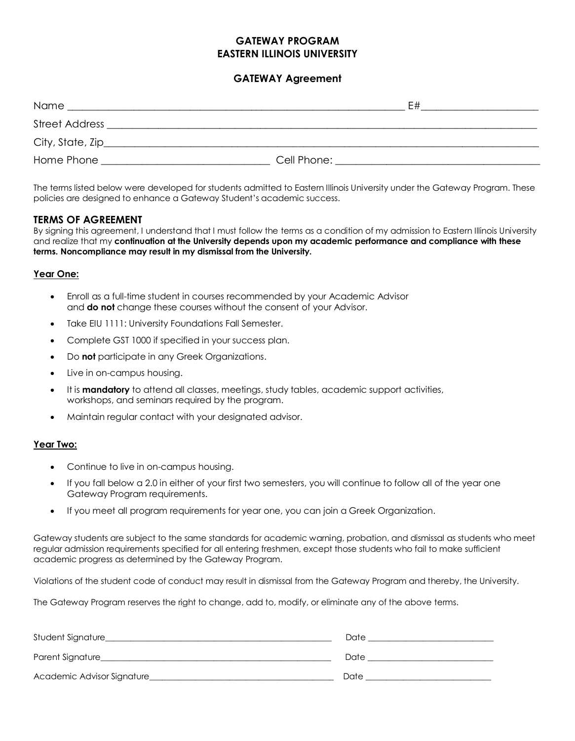# GATEWAY PROGRAM
# EASTERN ILLINOIS UNIVERSITY

## GATEWAY Agreement

Name ______________________________________________ E#________________

Street Address ____________________________________________________________

City, State, Zip____________________________________________________________

Home Phone ______________________ Cell Phone: ___________________________

The terms listed below were developed for students admitted to Eastern Illinois University under the Gateway Program. These policies are designed to enhance a Gateway Student's academic success.

### TERMS OF AGREEMENT

By signing this agreement, I understand that I must follow the terms as a condition of my admission to Eastern Illinois University and realize that my **continuation at the University depends upon my academic performance and compliance with these terms. Noncompliance may result in my dismissal from the University.**

#### Year One:

- Enroll as a full-time student in courses recommended by your Academic Advisor and **do not** change these courses without the consent of your Advisor.
- Take EIU 1111: University Foundations Fall Semester.
- Complete GST 1000 if specified in your success plan.
- Do **not** participate in any Greek Organizations.
- Live in on-campus housing.
- It is **mandatory** to attend all classes, meetings, study tables, academic support activities, workshops, and seminars required by the program.
- Maintain regular contact with your designated advisor.

#### Year Two:

- Continue to live in on-campus housing.
- If you fall below a 2.0 in either of your first two semesters, you will continue to follow all of the year one Gateway Program requirements.
- If you meet all program requirements for year one, you can join a Greek Organization.

Gateway students are subject to the same standards for academic warning, probation, and dismissal as students who meet regular admission requirements specified for all entering freshmen, except those students who fail to make sufficient academic progress as determined by the Gateway Program.

Violations of the student code of conduct may result in dismissal from the Gateway Program and thereby, the University.

The Gateway Program reserves the right to change, add to, modify, or eliminate any of the above terms.

Student Signature__________________________________ Date ________________

Parent Signature__________________________________ Date ________________

Academic Advisor Signature___________________________ Date ________________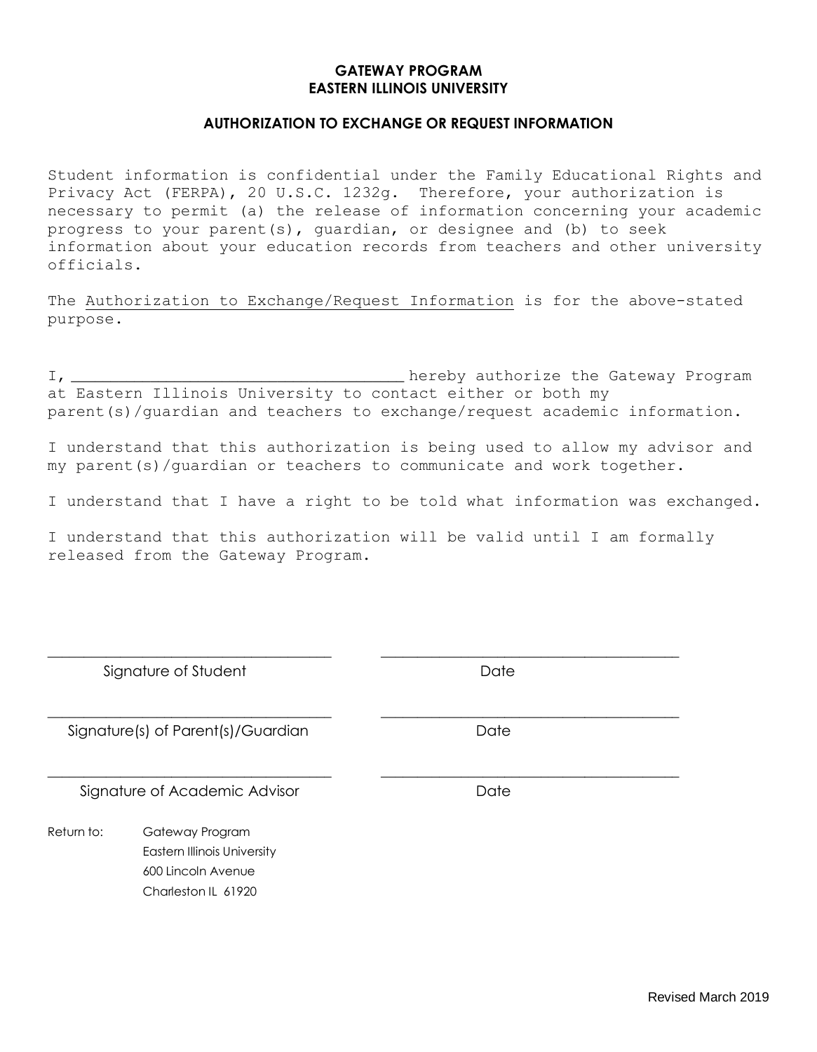**GATEWAY PROGRAM**
**EASTERN ILLINOIS UNIVERSITY**

**AUTHORIZATION TO EXCHANGE OR REQUEST INFORMATION**

Student information is confidential under the Family Educational Rights and Privacy Act (FERPA), 20 U.S.C. 1232g. Therefore, your authorization is necessary to permit (a) the release of information concerning your academic progress to your parent(s), guardian, or designee and (b) to seek information about your education records from teachers and other university officials.

The Authorization to Exchange/Request Information is for the above-stated purpose.

I, ___________________________________ hereby authorize the Gateway Program at Eastern Illinois University to contact either or both my parent(s)/guardian and teachers to exchange/request academic information.

I understand that this authorization is being used to allow my advisor and my parent(s)/guardian or teachers to communicate and work together.

I understand that I have a right to be told what information was exchanged.

I understand that this authorization will be valid until I am formally released from the Gateway Program.

| | |
|---|---|
| ___________________________________ | ___________________________________ |
| Signature of Student | Date |
| ___________________________________ | ___________________________________ |
| Signature(s) of Parent(s)/Guardian | Date |
| ___________________________________ | ___________________________________ |
| Signature of Academic Advisor | Date |

Return to: Gateway Program
Eastern Illinois University
600 Lincoln Avenue
Charleston IL 61920

Revised March 2019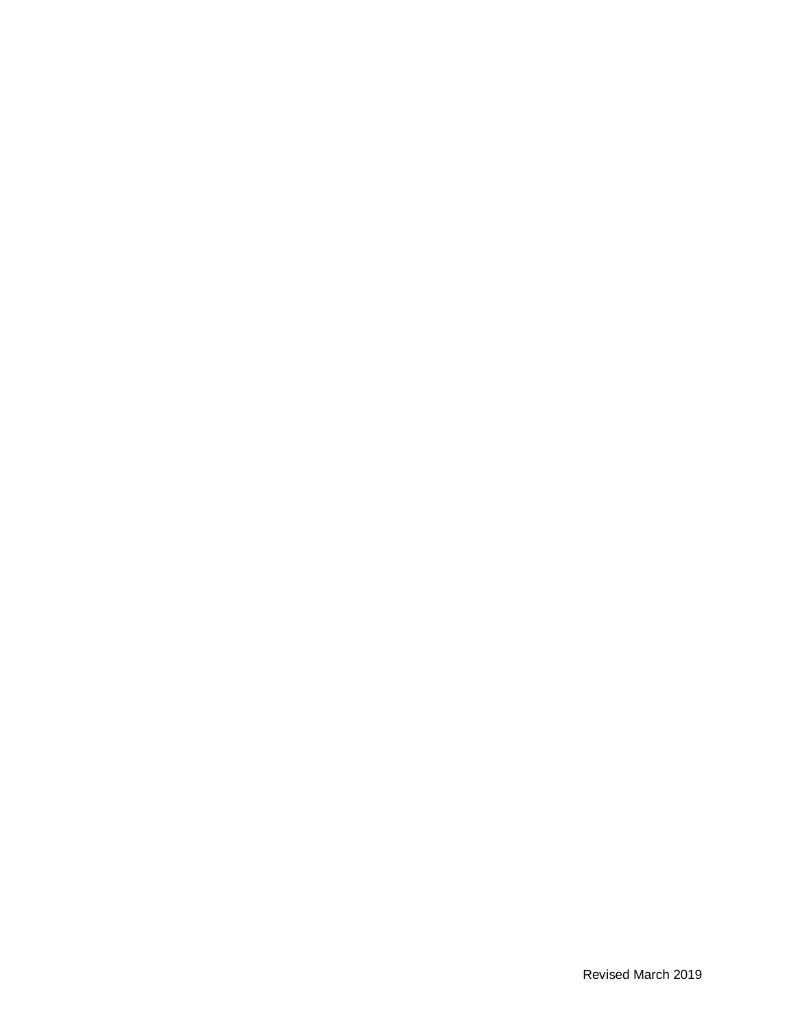Revised March 2019